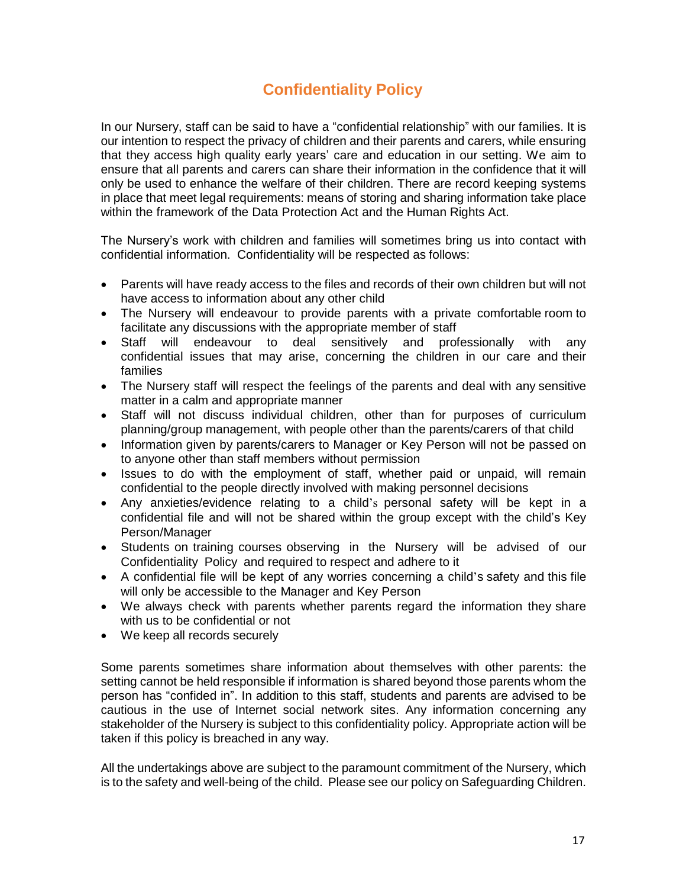# Confidentiality Policy

In our Nursery, staff can be said to have a "confidential relationship" with our families. It is our intention to respect the privacy of children and their parents and carers, while ensuring that they access high quality early years' care and education in our setting. We aim to ensure that all parents and carers can share their information in the confidence that it will only be used to enhance the welfare of their children. There are record keeping systems in place that meet legal requirements: means of storing and sharing information take place within the framework of the Data Protection Act and the Human Rights Act.

The Nursery's work with children and families will sometimes bring us into contact with confidential information. Confidentiality will be respected as follows:

- Parents will have ready access to the files and records of their own children but will not have access to information about any other child
- The Nursery will endeavour to provide parents with a private comfortable room to facilitate any discussions with the appropriate member of staff
- Staff will endeavour to deal sensitively and professionally with any confidential issues that may arise, concerning the children in our care and their families
- The Nursery staff will respect the feelings of the parents and deal with any sensitive matter in a calm and appropriate manner
- Staff will not discuss individual children, other than for purposes of curriculum planning/group management, with people other than the parents/carers of that child
- Information given by parents/carers to Manager or Key Person will not be passed on to anyone other than staff members without permission
- Issues to do with the employment of staff, whether paid or unpaid, will remain confidential to the people directly involved with making personnel decisions
- Any anxieties/evidence relating to a child's personal safety will be kept in a confidential file and will not be shared within the group except with the child's Key Person/Manager
- Students on training courses observing in the Nursery will be advised of our Confidentiality Policy and required to respect and adhere to it
- A confidential file will be kept of any worries concerning a child's safety and this file will only be accessible to the Manager and Key Person
- We always check with parents whether parents regard the information they share with us to be confidential or not
- We keep all records securely

Some parents sometimes share information about themselves with other parents: the setting cannot be held responsible if information is shared beyond those parents whom the person has "confided in". In addition to this staff, students and parents are advised to be cautious in the use of Internet social network sites. Any information concerning any stakeholder of the Nursery is subject to this confidentiality policy. Appropriate action will be taken if this policy is breached in any way.

All the undertakings above are subject to the paramount commitment of the Nursery, which is to the safety and well-being of the child. Please see our policy on Safeguarding Children.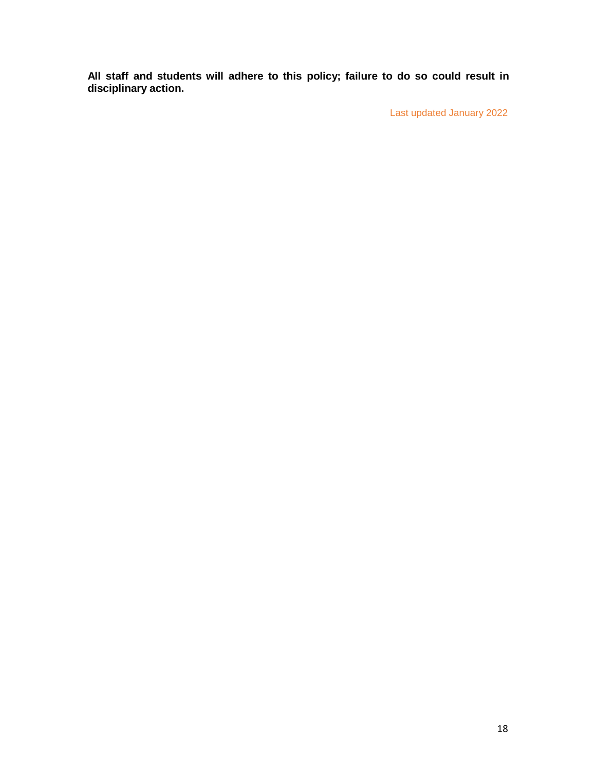**All staff and students will adhere to this policy; failure to do so could result in disciplinary action.**

Last updated January 2022